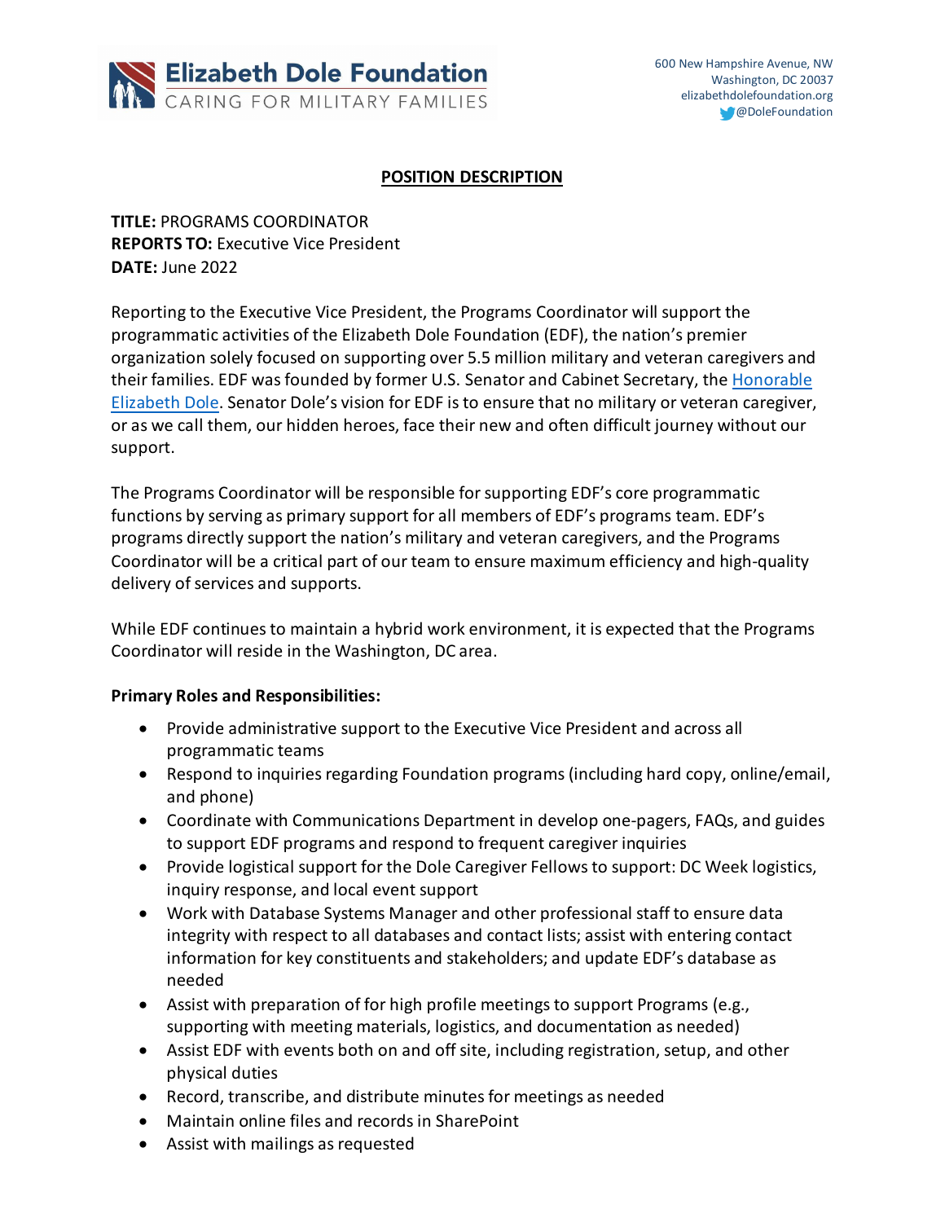Elizabeth Dole Foundation
CARING FOR MILITARY FAMILIES

600 New Hampshire Avenue, NW
Washington, DC 20037
elizabethdolefoundation.org
@DoleFoundation

## POSITION DESCRIPTION

**TITLE:** PROGRAMS COORDINATOR
**REPORTS TO:** Executive Vice President
**DATE:** June 2022

Reporting to the Executive Vice President, the Programs Coordinator will support the programmatic activities of the Elizabeth Dole Foundation (EDF), the nation's premier organization solely focused on supporting over 5.5 million military and veteran caregivers and their families. EDF was founded by former U.S. Senator and Cabinet Secretary, the Honorable Elizabeth Dole. Senator Dole's vision for EDF is to ensure that no military or veteran caregiver, or as we call them, our hidden heroes, face their new and often difficult journey without our support.

The Programs Coordinator will be responsible for supporting EDF's core programmatic functions by serving as primary support for all members of EDF's programs team. EDF's programs directly support the nation's military and veteran caregivers, and the Programs Coordinator will be a critical part of our team to ensure maximum efficiency and high-quality delivery of services and supports.

While EDF continues to maintain a hybrid work environment, it is expected that the Programs Coordinator will reside in the Washington, DC area.

**Primary Roles and Responsibilities:**

- Provide administrative support to the Executive Vice President and across all programmatic teams
- Respond to inquiries regarding Foundation programs (including hard copy, online/email, and phone)
- Coordinate with Communications Department in develop one-pagers, FAQs, and guides to support EDF programs and respond to frequent caregiver inquiries
- Provide logistical support for the Dole Caregiver Fellows to support: DC Week logistics, inquiry response, and local event support
- Work with Database Systems Manager and other professional staff to ensure data integrity with respect to all databases and contact lists; assist with entering contact information for key constituents and stakeholders; and update EDF's database as needed
- Assist with preparation of for high profile meetings to support Programs (e.g., supporting with meeting materials, logistics, and documentation as needed)
- Assist EDF with events both on and off site, including registration, setup, and other physical duties
- Record, transcribe, and distribute minutes for meetings as needed
- Maintain online files and records in SharePoint
- Assist with mailings as requested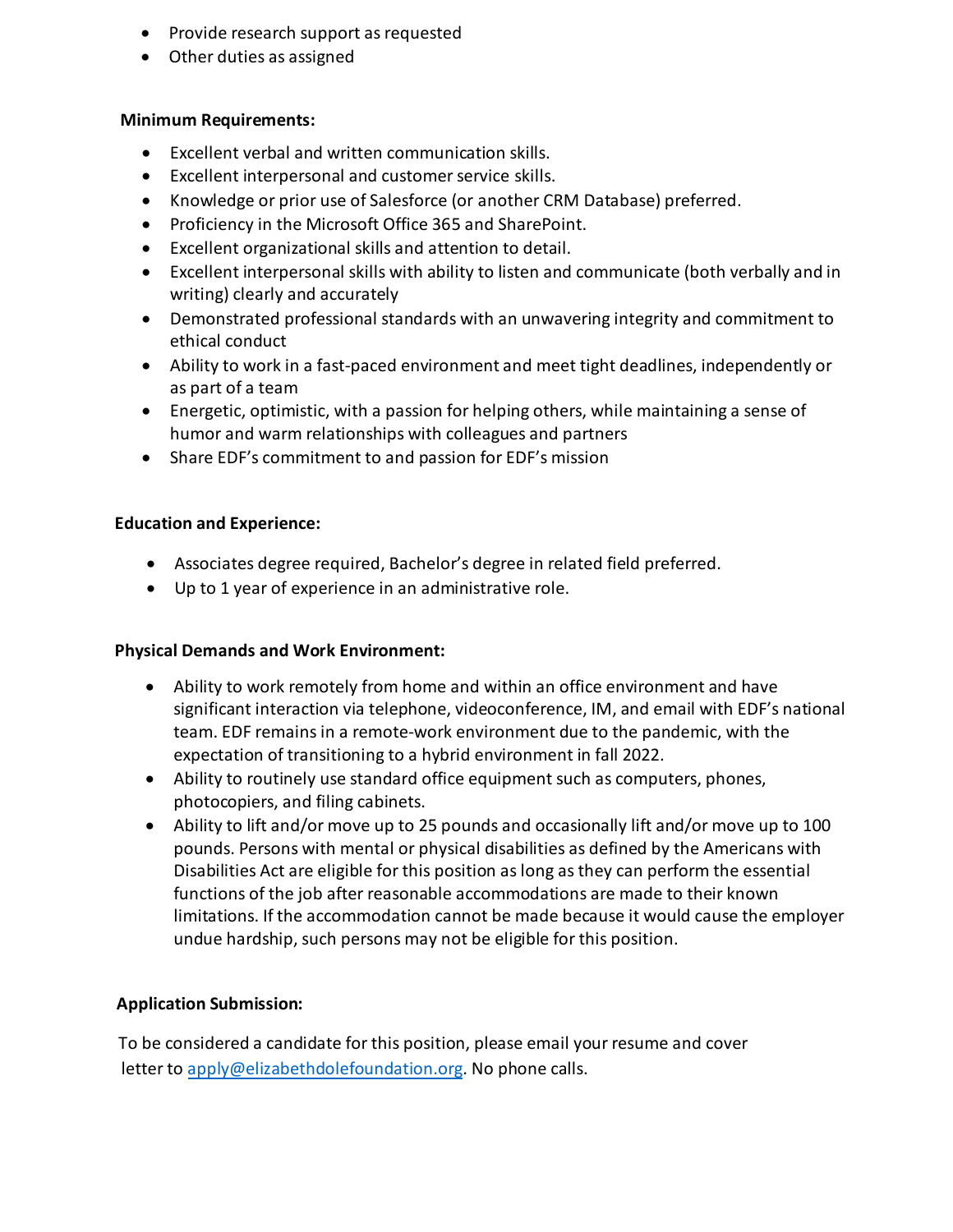- Provide research support as requested
- Other duties as assigned

**Minimum Requirements:**

- Excellent verbal and written communication skills.
- Excellent interpersonal and customer service skills.
- Knowledge or prior use of Salesforce (or another CRM Database) preferred.
- Proficiency in the Microsoft Office 365 and SharePoint.
- Excellent organizational skills and attention to detail.
- Excellent interpersonal skills with ability to listen and communicate (both verbally and in writing) clearly and accurately
- Demonstrated professional standards with an unwavering integrity and commitment to ethical conduct
- Ability to work in a fast-paced environment and meet tight deadlines, independently or as part of a team
- Energetic, optimistic, with a passion for helping others, while maintaining a sense of humor and warm relationships with colleagues and partners
- Share EDF's commitment to and passion for EDF's mission

**Education and Experience:**

- Associates degree required, Bachelor's degree in related field preferred.
- Up to 1 year of experience in an administrative role.

**Physical Demands and Work Environment:**

- Ability to work remotely from home and within an office environment and have significant interaction via telephone, videoconference, IM, and email with EDF's national team. EDF remains in a remote-work environment due to the pandemic, with the expectation of transitioning to a hybrid environment in fall 2022.
- Ability to routinely use standard office equipment such as computers, phones, photocopiers, and filing cabinets.
- Ability to lift and/or move up to 25 pounds and occasionally lift and/or move up to 100 pounds. Persons with mental or physical disabilities as defined by the Americans with Disabilities Act are eligible for this position as long as they can perform the essential functions of the job after reasonable accommodations are made to their known limitations. If the accommodation cannot be made because it would cause the employer undue hardship, such persons may not be eligible for this position.

**Application Submission:**

To be considered a candidate for this position, please email your resume and cover letter to apply@elizabethdolefoundation.org. No phone calls.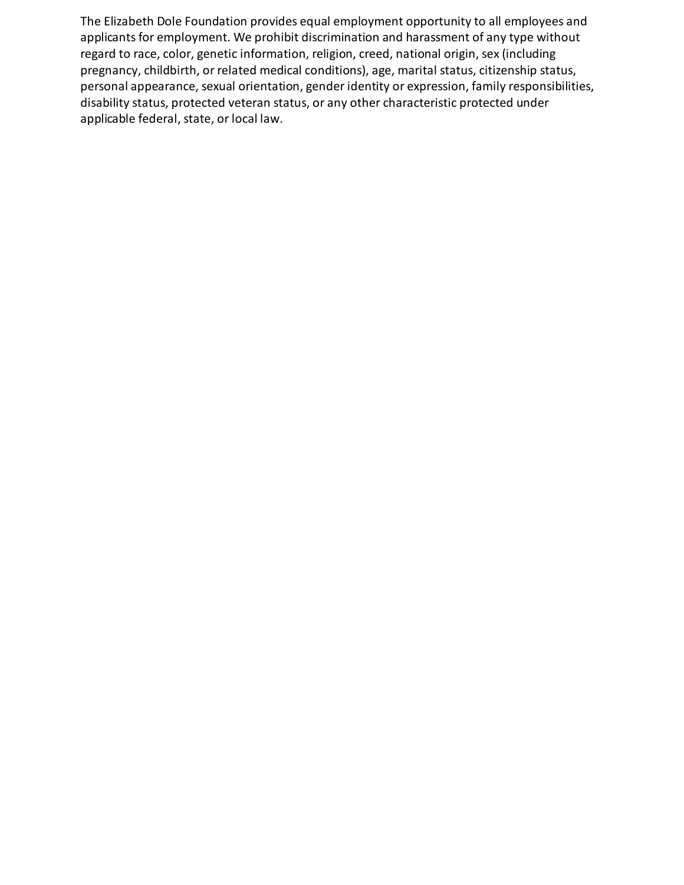The Elizabeth Dole Foundation provides equal employment opportunity to all employees and applicants for employment. We prohibit discrimination and harassment of any type without regard to race, color, genetic information, religion, creed, national origin, sex (including pregnancy, childbirth, or related medical conditions), age, marital status, citizenship status, personal appearance, sexual orientation, gender identity or expression, family responsibilities, disability status, protected veteran status, or any other characteristic protected under applicable federal, state, or local law.